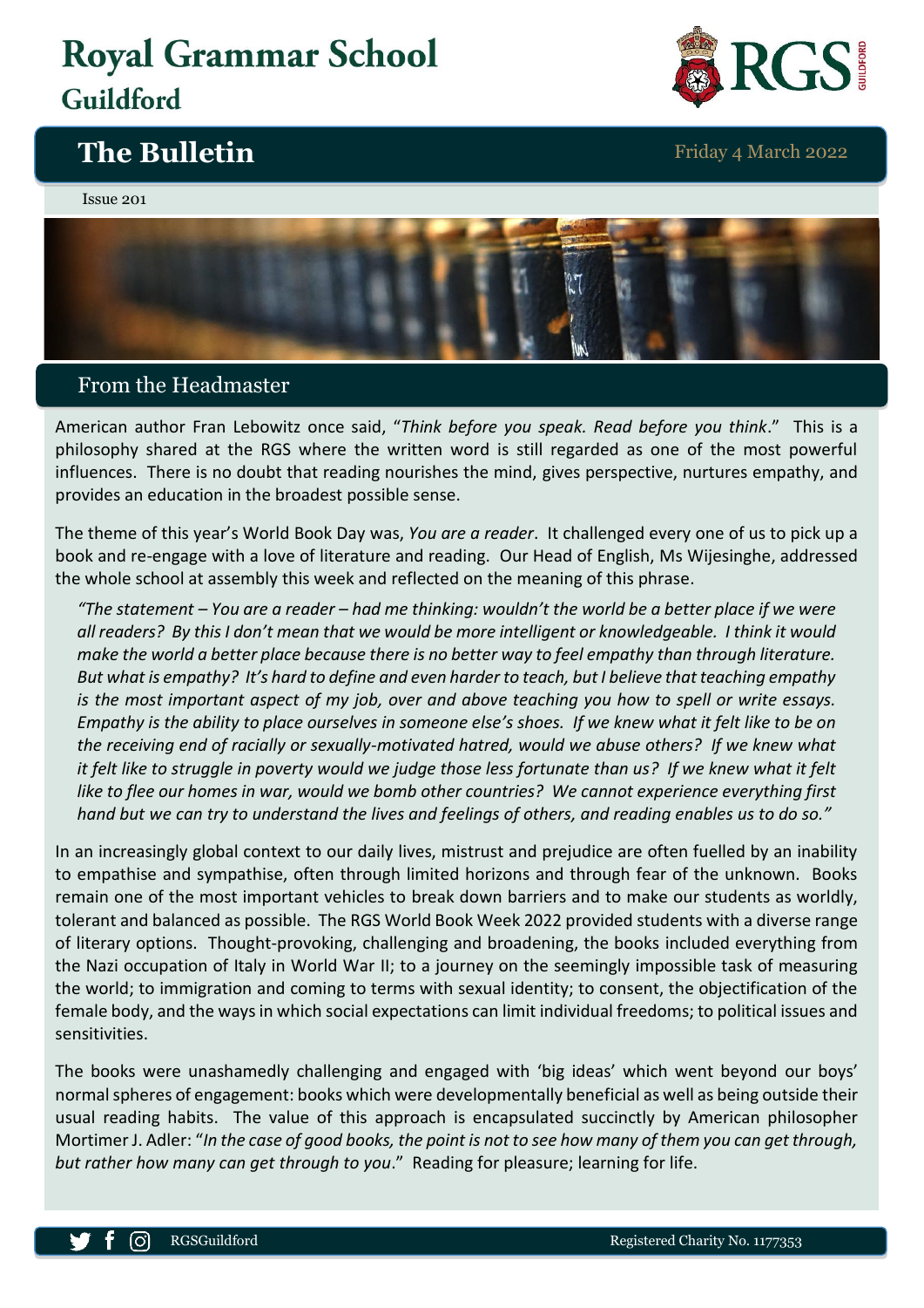# Royal Grammar School Guildford

## The Bulletin

Friday 4 March 2022

Issue 201

## From the Headmaster

American author Fran Lebowitz once said, "*Think before you speak. Read before you think*." This is a philosophy shared at the RGS where the written word is still regarded as one of the most powerful influences. There is no doubt that reading nourishes the mind, gives perspective, nurtures empathy, and provides an education in the broadest possible sense.

The theme of this year's World Book Day was, *You are a reader*. It challenged every one of us to pick up a book and re-engage with a love of literature and reading. Our Head of English, Ms Wijesinghe, addressed the whole school at assembly this week and reflected on the meaning of this phrase.

*"The statement – You are a reader – had me thinking: wouldn't the world be a better place if we were all readers? By this I don't mean that we would be more intelligent or knowledgeable. I think it would make the world a better place because there is no better way to feel empathy than through literature. But what is empathy? It's hard to define and even harder to teach, but I believe that teaching empathy is the most important aspect of my job, over and above teaching you how to spell or write essays. Empathy is the ability to place ourselves in someone else's shoes. If we knew what it felt like to be on the receiving end of racially or sexually-motivated hatred, would we abuse others? If we knew what it felt like to struggle in poverty would we judge those less fortunate than us? If we knew what it felt like to flee our homes in war, would we bomb other countries? We cannot experience everything first hand but we can try to understand the lives and feelings of others, and reading enables us to do so."*

In an increasingly global context to our daily lives, mistrust and prejudice are often fuelled by an inability to empathise and sympathise, often through limited horizons and through fear of the unknown. Books remain one of the most important vehicles to break down barriers and to make our students as worldly, tolerant and balanced as possible. The RGS World Book Week 2022 provided students with a diverse range of literary options. Thought-provoking, challenging and broadening, the books included everything from the Nazi occupation of Italy in World War II; to a journey on the seemingly impossible task of measuring the world; to immigration and coming to terms with sexual identity; to consent, the objectification of the female body, and the ways in which social expectations can limit individual freedoms; to political issues and sensitivities.

The books were unashamedly challenging and engaged with 'big ideas' which went beyond our boys' normal spheres of engagement: books which were developmentally beneficial as well as being outside their usual reading habits. The value of this approach is encapsulated succinctly by American philosopher Mortimer J. Adler: "*In the case of good books, the point is not to see how many of them you can get through, but rather how many can get through to you*." Reading for pleasure; learning for life.

RGSGuildford

Registered Charity No. 1177353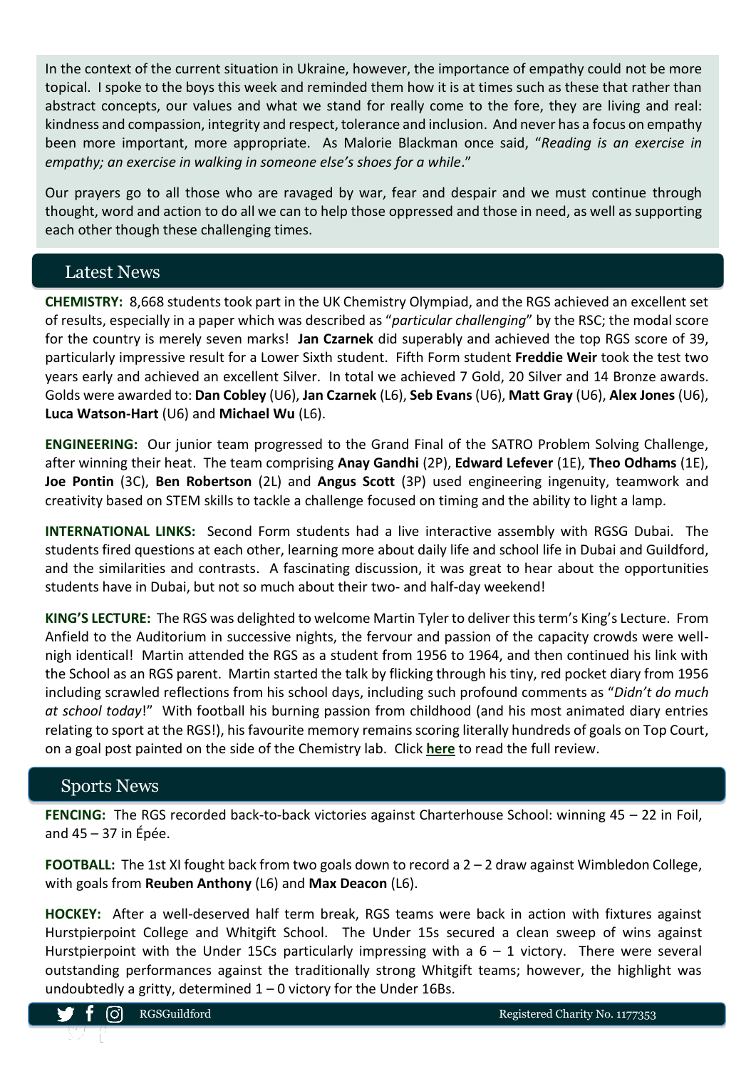In the context of the current situation in Ukraine, however, the importance of empathy could not be more topical. I spoke to the boys this week and reminded them how it is at times such as these that rather than abstract concepts, our values and what we stand for really come to the fore, they are living and real: kindness and compassion, integrity and respect, tolerance and inclusion. And never has a focus on empathy been more important, more appropriate. As Malorie Blackman once said, "*Reading is an exercise in empathy; an exercise in walking in someone else's shoes for a while*."

Our prayers go to all those who are ravaged by war, fear and despair and we must continue through thought, word and action to do all we can to help those oppressed and those in need, as well as supporting each other though these challenging times.

## Latest News

**CHEMISTRY:** 8,668 students took part in the UK Chemistry Olympiad, and the RGS achieved an excellent set of results, especially in a paper which was described as "*particular challenging*" by the RSC; the modal score for the country is merely seven marks! **Jan Czarnek** did superably and achieved the top RGS score of 39, particularly impressive result for a Lower Sixth student. Fifth Form student **Freddie Weir** took the test two years early and achieved an excellent Silver. In total we achieved 7 Gold, 20 Silver and 14 Bronze awards. Golds were awarded to: **Dan Cobley** (U6), **Jan Czarnek** (L6), **Seb Evans** (U6), **Matt Gray** (U6), **Alex Jones** (U6), **Luca Watson-Hart** (U6) and **Michael Wu** (L6).

**ENGINEERING:** Our junior team progressed to the Grand Final of the SATRO Problem Solving Challenge, after winning their heat. The team comprising **Anay Gandhi** (2P), **Edward Lefever** (1E), **Theo Odhams** (1E), **Joe Pontin** (3C), **Ben Robertson** (2L) and **Angus Scott** (3P) used engineering ingenuity, teamwork and creativity based on STEM skills to tackle a challenge focused on timing and the ability to light a lamp.

**INTERNATIONAL LINKS:** Second Form students had a live interactive assembly with RGSG Dubai. The students fired questions at each other, learning more about daily life and school life in Dubai and Guildford, and the similarities and contrasts. A fascinating discussion, it was great to hear about the opportunities students have in Dubai, but not so much about their two- and half-day weekend!

**KING'S LECTURE:** The RGS was delighted to welcome Martin Tyler to deliver this term's King's Lecture. From Anfield to the Auditorium in successive nights, the fervour and passion of the capacity crowds were well-nigh identical! Martin attended the RGS as a student from 1956 to 1964, and then continued his link with the School as an RGS parent. Martin started the talk by flicking through his tiny, red pocket diary from 1956 including scrawled reflections from his school days, including such profound comments as "*Didn't do much at school today*!" With football his burning passion from childhood (and his most animated diary entries relating to sport at the RGS!), his favourite memory remains scoring literally hundreds of goals on Top Court, on a goal post painted on the side of the Chemistry lab. Click **here** to read the full review.

## Sports News

**FENCING:** The RGS recorded back-to-back victories against Charterhouse School: winning 45 – 22 in Foil, and 45 – 37 in Épée.

**FOOTBALL:** The 1st XI fought back from two goals down to record a 2 – 2 draw against Wimbledon College, with goals from **Reuben Anthony** (L6) and **Max Deacon** (L6).

**HOCKEY:** After a well-deserved half term break, RGS teams were back in action with fixtures against Hurstpierpoint College and Whitgift School. The Under 15s secured a clean sweep of wins against Hurstpierpoint with the Under 15Cs particularly impressing with a 6 – 1 victory. There were several outstanding performances against the traditionally strong Whitgift teams; however, the highlight was undoubtedly a gritty, determined 1 – 0 victory for the Under 16Bs.

RGSGuildford

Registered Charity No. 1177353